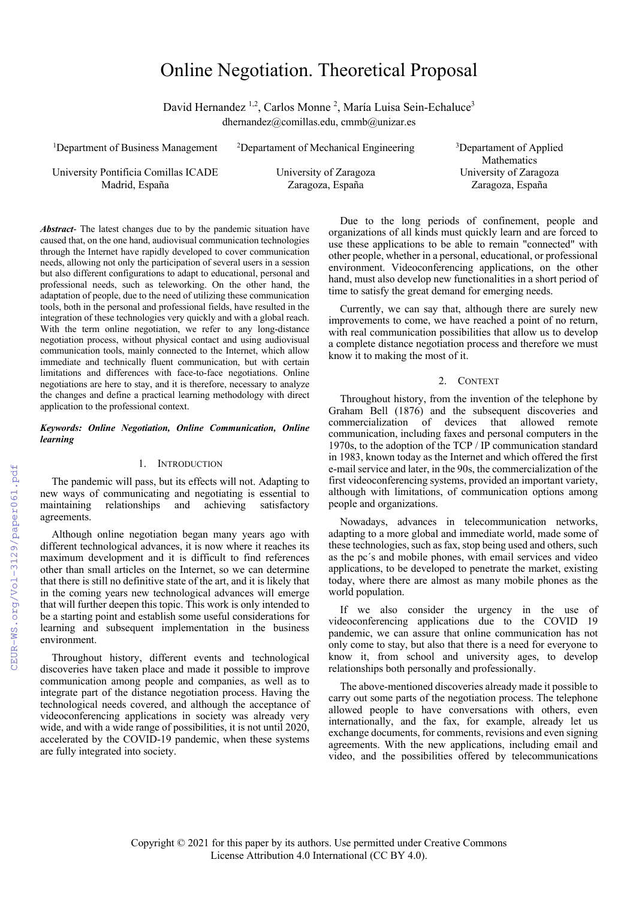# Online Negotiation. Theoretical Proposal

David Hernandez [1,2], Carlos Monne [2], María Luisa Sein-Echaluce[3]

dhernandez@comillas.edu, cmmb@unizar.es

[1]Department of Business Management
University Pontificia Comillas ICADE
Madrid, España

[2]Departament of Mechanical Engineering
University of Zaragoza
Zaragoza, España

[3]Departament of Applied Mathematics
University of Zaragoza
Zaragoza, España

***Abstract*-** The latest changes due to by the pandemic situation have caused that, on the one hand, audiovisual communication technologies through the Internet have rapidly developed to cover communication needs, allowing not only the participation of several users in a session but also different configurations to adapt to educational, personal and professional needs, such as teleworking. On the other hand, the adaptation of people, due to the need of utilizing these communication tools, both in the personal and professional fields, have resulted in the integration of these technologies very quickly and with a global reach. With the term online negotiation, we refer to any long-distance negotiation process, without physical contact and using audiovisual communication tools, mainly connected to the Internet, which allow immediate and technically fluent communication, but with certain limitations and differences with face-to-face negotiations. Online negotiations are here to stay, and it is therefore, necessary to analyze the changes and define a practical learning methodology with direct application to the professional context.

***Keywords: Online Negotiation, Online Communication, Online learning***

## 1. Introduction

The pandemic will pass, but its effects will not. Adapting to new ways of communicating and negotiating is essential to maintaining relationships and achieving satisfactory agreements.

Although online negotiation began many years ago with different technological advances, it is now where it reaches its maximum development and it is difficult to find references other than small articles on the Internet, so we can determine that there is still no definitive state of the art, and it is likely that in the coming years new technological advances will emerge that will further deepen this topic. This work is only intended to be a starting point and establish some useful considerations for learning and subsequent implementation in the business environment.

Throughout history, different events and technological discoveries have taken place and made it possible to improve communication among people and companies, as well as to integrate part of the distance negotiation process. Having the technological needs covered, and although the acceptance of videoconferencing applications in society was already very wide, and with a wide range of possibilities, it is not until 2020, accelerated by the COVID-19 pandemic, when these systems are fully integrated into society.

Due to the long periods of confinement, people and organizations of all kinds must quickly learn and are forced to use these applications to be able to remain "connected" with other people, whether in a personal, educational, or professional environment. Videoconferencing applications, on the other hand, must also develop new functionalities in a short period of time to satisfy the great demand for emerging needs.

Currently, we can say that, although there are surely new improvements to come, we have reached a point of no return, with real communication possibilities that allow us to develop a complete distance negotiation process and therefore we must know it to making the most of it.

## 2. Context

Throughout history, from the invention of the telephone by Graham Bell (1876) and the subsequent discoveries and commercialization of devices that allowed remote communication, including faxes and personal computers in the 1970s, to the adoption of the TCP / IP communication standard in 1983, known today as the Internet and which offered the first e-mail service and later, in the 90s, the commercialization of the first videoconferencing systems, provided an important variety, although with limitations, of communication options among people and organizations.

Nowadays, advances in telecommunication networks, adapting to a more global and immediate world, made some of these technologies, such as fax, stop being used and others, such as the pc´s and mobile phones, with email services and video applications, to be developed to penetrate the market, existing today, where there are almost as many mobile phones as the world population.

If we also consider the urgency in the use of videoconferencing applications due to the COVID 19 pandemic, we can assure that online communication has not only come to stay, but also that there is a need for everyone to know it, from school and university ages, to develop relationships both personally and professionally.

The above-mentioned discoveries already made it possible to carry out some parts of the negotiation process. The telephone allowed people to have conversations with others, even internationally, and the fax, for example, already let us exchange documents, for comments, revisions and even signing agreements. With the new applications, including email and video, and the possibilities offered by telecommunications

Copyright © 2021 for this paper by its authors. Use permitted under Creative Commons License Attribution 4.0 International (CC BY 4.0).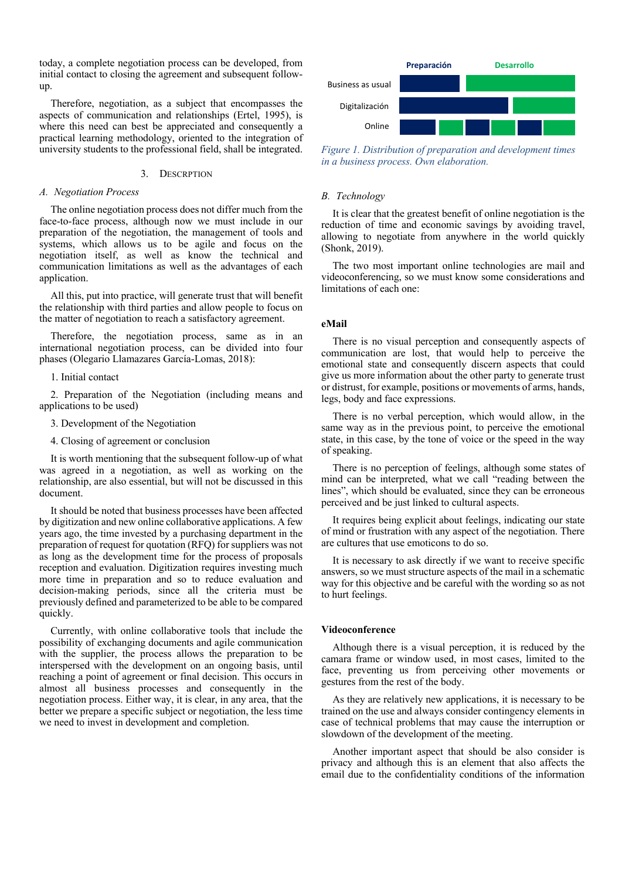today, a complete negotiation process can be developed, from initial contact to closing the agreement and subsequent follow-up.

Therefore, negotiation, as a subject that encompasses the aspects of communication and relationships (Ertel, 1995), is where this need can best be appreciated and consequently a practical learning methodology, oriented to the integration of university students to the professional field, shall be integrated.

## 3. DESCRPTION

### A. Negotiation Process

The online negotiation process does not differ much from the face-to-face process, although now we must include in our preparation of the negotiation, the management of tools and systems, which allows us to be agile and focus on the negotiation itself, as well as know the technical and communication limitations as well as the advantages of each application.

All this, put into practice, will generate trust that will benefit the relationship with third parties and allow people to focus on the matter of negotiation to reach a satisfactory agreement.

Therefore, the negotiation process, same as in an international negotiation process, can be divided into four phases (Olegario Llamazares García-Lomas, 2018):

1. Initial contact

2. Preparation of the Negotiation (including means and applications to be used)

3. Development of the Negotiation

4. Closing of agreement or conclusion

It is worth mentioning that the subsequent follow-up of what was agreed in a negotiation, as well as working on the relationship, are also essential, but will not be discussed in this document.

It should be noted that business processes have been affected by digitization and new online collaborative applications. A few years ago, the time invested by a purchasing department in the preparation of request for quotation (RFQ) for suppliers was not as long as the development time for the process of proposals reception and evaluation. Digitization requires investing much more time in preparation and so to reduce evaluation and decision-making periods, since all the criteria must be previously defined and parameterized to be able to be compared quickly.

Currently, with online collaborative tools that include the possibility of exchanging documents and agile communication with the supplier, the process allows the preparation to be interspersed with the development on an ongoing basis, until reaching a point of agreement or final decision. This occurs in almost all business processes and consequently in the negotiation process. Either way, it is clear, in any area, that the better we prepare a specific subject or negotiation, the less time we need to invest in development and completion.

Preparación | Desarrollo

Business as usual

Digitalización

Online

*Figure 1. Distribution of preparation and development times in a business process. Own elaboration.*

### B. Technology

It is clear that the greatest benefit of online negotiation is the reduction of time and economic savings by avoiding travel, allowing to negotiate from anywhere in the world quickly (Shonk, 2019).

The two most important online technologies are mail and videoconferencing, so we must know some considerations and limitations of each one:

**eMail**

There is no visual perception and consequently aspects of communication are lost, that would help to perceive the emotional state and consequently discern aspects that could give us more information about the other party to generate trust or distrust, for example, positions or movements of arms, hands, legs, body and face expressions.

There is no verbal perception, which would allow, in the same way as in the previous point, to perceive the emotional state, in this case, by the tone of voice or the speed in the way of speaking.

There is no perception of feelings, although some states of mind can be interpreted, what we call "reading between the lines", which should be evaluated, since they can be erroneous perceived and be just linked to cultural aspects.

It requires being explicit about feelings, indicating our state of mind or frustration with any aspect of the negotiation. There are cultures that use emoticons to do so.

It is necessary to ask directly if we want to receive specific answers, so we must structure aspects of the mail in a schematic way for this objective and be careful with the wording so as not to hurt feelings.

**Videoconference**

Although there is a visual perception, it is reduced by the camara frame or window used, in most cases, limited to the face, preventing us from perceiving other movements or gestures from the rest of the body.

As they are relatively new applications, it is necessary to be trained on the use and always consider contingency elements in case of technical problems that may cause the interruption or slowdown of the development of the meeting.

Another important aspect that should be also consider is privacy and although this is an element that also affects the email due to the confidentiality conditions of the information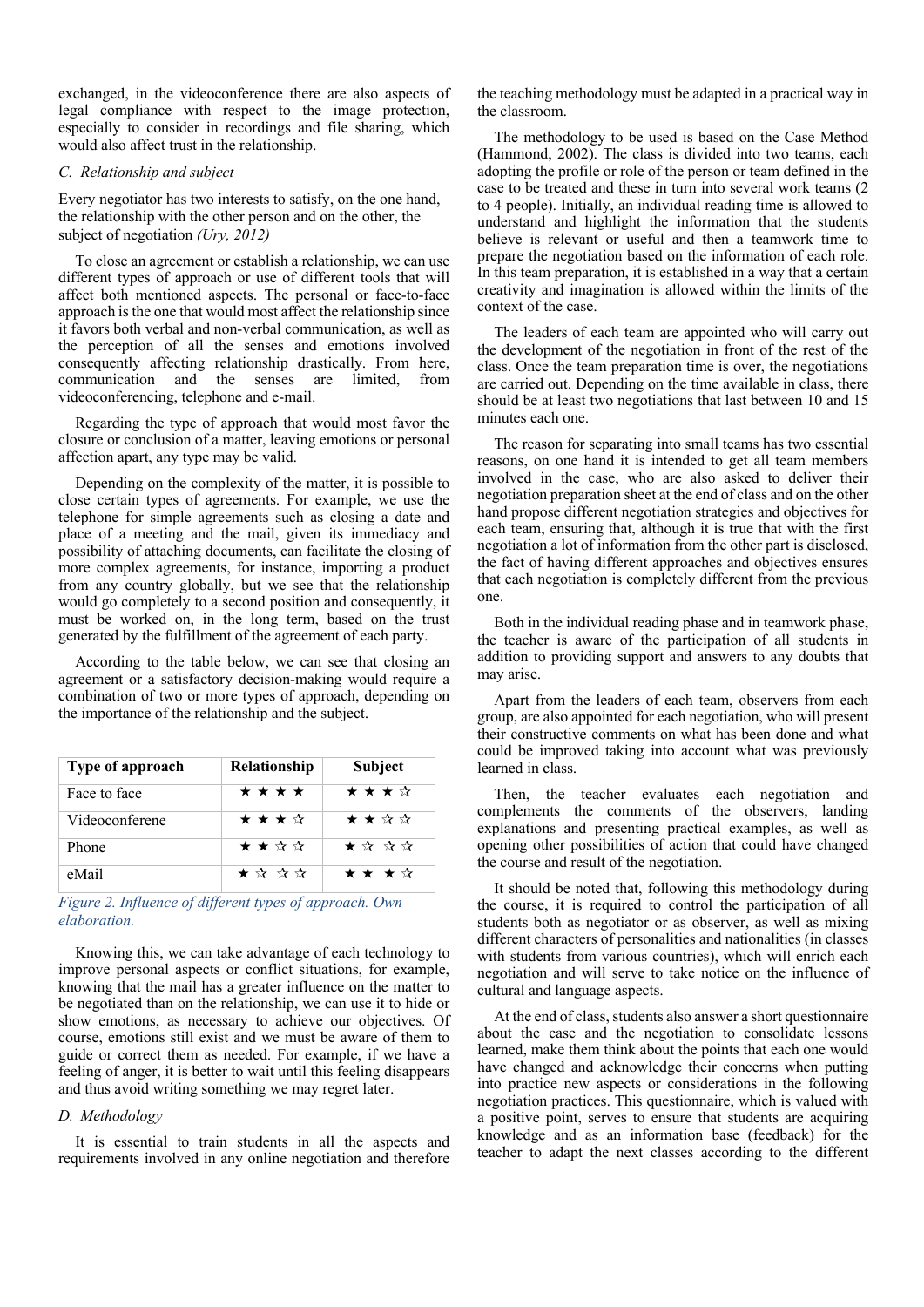exchanged, in the videoconference there are also aspects of legal compliance with respect to the image protection, especially to consider in recordings and file sharing, which would also affect trust in the relationship.

### C. Relationship and subject

Every negotiator has two interests to satisfy, on the one hand, the relationship with the other person and on the other, the subject of negotiation *(Ury, 2012)*

To close an agreement or establish a relationship, we can use different types of approach or use of different tools that will affect both mentioned aspects. The personal or face-to-face approach is the one that would most affect the relationship since it favors both verbal and non-verbal communication, as well as the perception of all the senses and emotions involved consequently affecting relationship drastically. From here, communication and the senses are limited, from videoconferencing, telephone and e-mail.

Regarding the type of approach that would most favor the closure or conclusion of a matter, leaving emotions or personal affection apart, any type may be valid.

Depending on the complexity of the matter, it is possible to close certain types of agreements. For example, we use the telephone for simple agreements such as closing a date and place of a meeting and the mail, given its immediacy and possibility of attaching documents, can facilitate the closing of more complex agreements, for instance, importing a product from any country globally, but we see that the relationship would go completely to a second position and consequently, it must be worked on, in the long term, based on the trust generated by the fulfillment of the agreement of each party.

According to the table below, we can see that closing an agreement or a satisfactory decision-making would require a combination of two or more types of approach, depending on the importance of the relationship and the subject.

| Type of approach | Relationship | Subject |
|---|---|---|
| Face to face | ★ ★ ★ ★ | ★ ★ ★ ☆ |
| Videoconferene | ★ ★ ★ ☆ | ★ ★ ☆ ☆ |
| Phone | ★ ★ ☆ ☆ | ★ ☆ ☆ ☆ |
| eMail | ★ ☆ ☆ ☆ | ★ ★ ★ ☆ |

*Figure 2. Influence of different types of approach. Own elaboration.*

Knowing this, we can take advantage of each technology to improve personal aspects or conflict situations, for example, knowing that the mail has a greater influence on the matter to be negotiated than on the relationship, we can use it to hide or show emotions, as necessary to achieve our objectives. Of course, emotions still exist and we must be aware of them to guide or correct them as needed. For example, if we have a feeling of anger, it is better to wait until this feeling disappears and thus avoid writing something we may regret later.

### D. Methodology

It is essential to train students in all the aspects and requirements involved in any online negotiation and therefore the teaching methodology must be adapted in a practical way in the classroom.

The methodology to be used is based on the Case Method (Hammond, 2002). The class is divided into two teams, each adopting the profile or role of the person or team defined in the case to be treated and these in turn into several work teams (2 to 4 people). Initially, an individual reading time is allowed to understand and highlight the information that the students believe is relevant or useful and then a teamwork time to prepare the negotiation based on the information of each role. In this team preparation, it is established in a way that a certain creativity and imagination is allowed within the limits of the context of the case.

The leaders of each team are appointed who will carry out the development of the negotiation in front of the rest of the class. Once the team preparation time is over, the negotiations are carried out. Depending on the time available in class, there should be at least two negotiations that last between 10 and 15 minutes each one.

The reason for separating into small teams has two essential reasons, on one hand it is intended to get all team members involved in the case, who are also asked to deliver their negotiation preparation sheet at the end of class and on the other hand propose different negotiation strategies and objectives for each team, ensuring that, although it is true that with the first negotiation a lot of information from the other part is disclosed, the fact of having different approaches and objectives ensures that each negotiation is completely different from the previous one.

Both in the individual reading phase and in teamwork phase, the teacher is aware of the participation of all students in addition to providing support and answers to any doubts that may arise.

Apart from the leaders of each team, observers from each group, are also appointed for each negotiation, who will present their constructive comments on what has been done and what could be improved taking into account what was previously learned in class.

Then, the teacher evaluates each negotiation and complements the comments of the observers, landing explanations and presenting practical examples, as well as opening other possibilities of action that could have changed the course and result of the negotiation.

It should be noted that, following this methodology during the course, it is required to control the participation of all students both as negotiator or as observer, as well as mixing different characters of personalities and nationalities (in classes with students from various countries), which will enrich each negotiation and will serve to take notice on the influence of cultural and language aspects.

At the end of class, students also answer a short questionnaire about the case and the negotiation to consolidate lessons learned, make them think about the points that each one would have changed and acknowledge their concerns when putting into practice new aspects or considerations in the following negotiation practices. This questionnaire, which is valued with a positive point, serves to ensure that students are acquiring knowledge and as an information base (feedback) for the teacher to adapt the next classes according to the different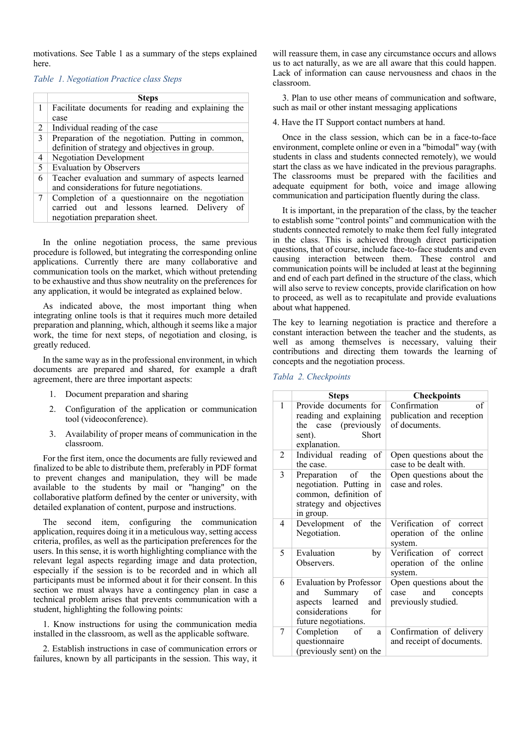motivations. See Table 1 as a summary of the steps explained here.

*Table 1. Negotiation Practice class Steps*

| | Steps |
|---|---|
| 1 | Facilitate documents for reading and explaining the case |
| 2 | Individual reading of the case |
| 3 | Preparation of the negotiation. Putting in common, definition of strategy and objectives in group. |
| 4 | Negotiation Development |
| 5 | Evaluation by Observers |
| 6 | Teacher evaluation and summary of aspects learned and considerations for future negotiations. |
| 7 | Completion of a questionnaire on the negotiation carried out and lessons learned. Delivery of negotiation preparation sheet. |

In the online negotiation process, the same previous procedure is followed, but integrating the corresponding online applications. Currently there are many collaborative and communication tools on the market, which without pretending to be exhaustive and thus show neutrality on the preferences for any application, it would be integrated as explained below.

As indicated above, the most important thing when integrating online tools is that it requires much more detailed preparation and planning, which, although it seems like a major work, the time for next steps, of negotiation and closing, is greatly reduced.

In the same way as in the professional environment, in which documents are prepared and shared, for example a draft agreement, there are three important aspects:

1. Document preparation and sharing
2. Configuration of the application or communication tool (videoconference).
3. Availability of proper means of communication in the classroom.

For the first item, once the documents are fully reviewed and finalized to be able to distribute them, preferably in PDF format to prevent changes and manipulation, they will be made available to the students by mail or "hanging" on the collaborative platform defined by the center or university, with detailed explanation of content, purpose and instructions.

The second item, configuring the communication application, requires doing it in a meticulous way, setting access criteria, profiles, as well as the participation preferences for the users. In this sense, it is worth highlighting compliance with the relevant legal aspects regarding image and data protection, especially if the session is to be recorded and in which all participants must be informed about it for their consent. In this section we must always have a contingency plan in case a technical problem arises that prevents communication with a student, highlighting the following points:

1. Know instructions for using the communication media installed in the classroom, as well as the applicable software.

2. Establish instructions in case of communication errors or failures, known by all participants in the session. This way, it will reassure them, in case any circumstance occurs and allows us to act naturally, as we are all aware that this could happen. Lack of information can cause nervousness and chaos in the classroom.

3. Plan to use other means of communication and software, such as mail or other instant messaging applications

4. Have the IT Support contact numbers at hand.

Once in the class session, which can be in a face-to-face environment, complete online or even in a "bimodal" way (with students in class and students connected remotely), we would start the class as we have indicated in the previous paragraphs. The classrooms must be prepared with the facilities and adequate equipment for both, voice and image allowing communication and participation fluently during the class.

It is important, in the preparation of the class, by the teacher to establish some "control points" and communication with the students connected remotely to make them feel fully integrated in the class. This is achieved through direct participation questions, that of course, include face-to-face students and even causing interaction between them. These control and communication points will be included at least at the beginning and end of each part defined in the structure of the class, which will also serve to review concepts, provide clarification on how to proceed, as well as to recapitulate and provide evaluations about what happened.

The key to learning negotiation is practice and therefore a constant interaction between the teacher and the students, as well as among themselves is necessary, valuing their contributions and directing them towards the learning of concepts and the negotiation process.

*Tabla 2. Checkpoints*

| | Steps | Checkpoints |
|---|---|---|
| 1 | Provide documents for reading and explaining the case (previously sent). Short explanation. | Confirmation of publication and reception of documents. |
| 2 | Individual reading of the case. | Open questions about the case to be dealt with. |
| 3 | Preparation of the negotiation. Putting in common, definition of strategy and objectives in group. | Open questions about the case and roles. |
| 4 | Development of the Negotiation. | Verification of correct operation of the online system. |
| 5 | Evaluation by Observers. | Verification of correct operation of the online system. |
| 6 | Evaluation by Professor and Summary of aspects learned and considerations for future negotiations. | Open questions about the case and concepts previously studied. |
| 7 | Completion of a questionnaire (previously sent) on the | Confirmation of delivery and receipt of documents. |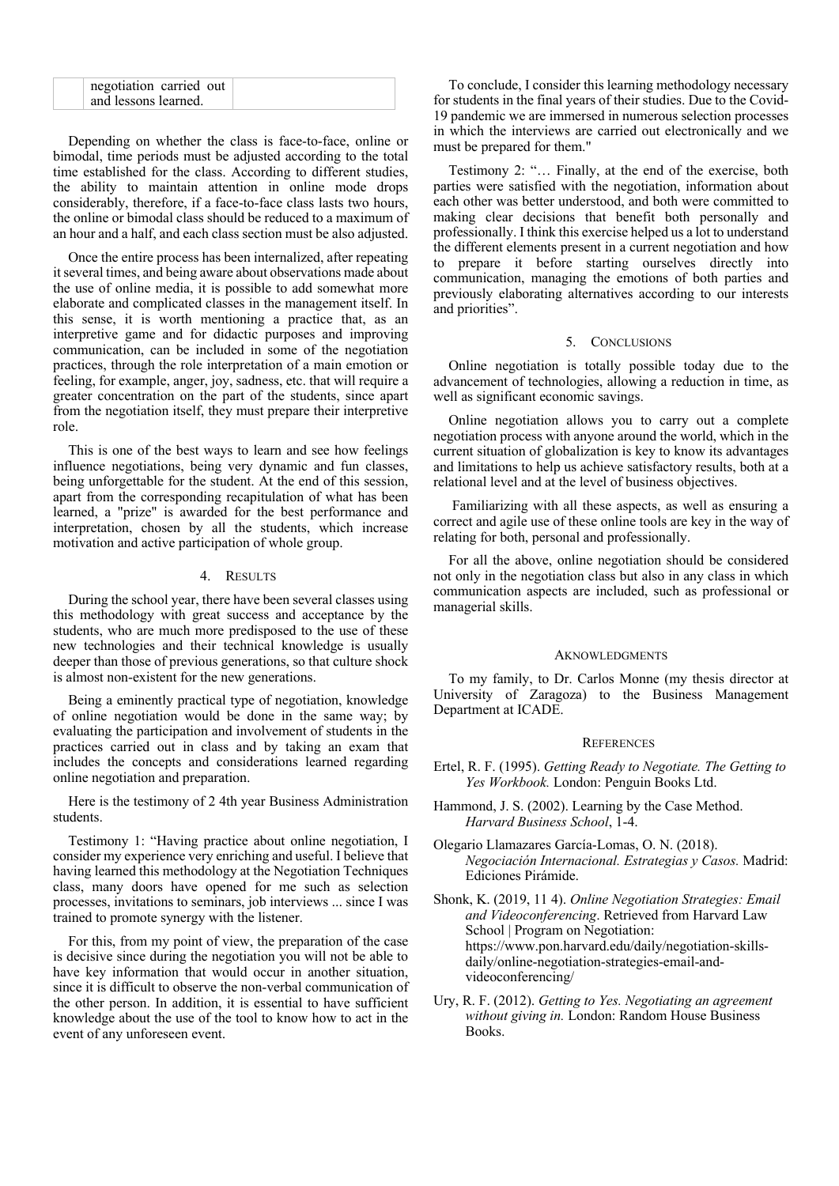| | negotiation carried out and lessons learned. | |
|---|---|---|

Depending on whether the class is face-to-face, online or bimodal, time periods must be adjusted according to the total time established for the class. According to different studies, the ability to maintain attention in online mode drops considerably, therefore, if a face-to-face class lasts two hours, the online or bimodal class should be reduced to a maximum of an hour and a half, and each class section must be also adjusted.

Once the entire process has been internalized, after repeating it several times, and being aware about observations made about the use of online media, it is possible to add somewhat more elaborate and complicated classes in the management itself. In this sense, it is worth mentioning a practice that, as an interpretive game and for didactic purposes and improving communication, can be included in some of the negotiation practices, through the role interpretation of a main emotion or feeling, for example, anger, joy, sadness, etc. that will require a greater concentration on the part of the students, since apart from the negotiation itself, they must prepare their interpretive role.

This is one of the best ways to learn and see how feelings influence negotiations, being very dynamic and fun classes, being unforgettable for the student. At the end of this session, apart from the corresponding recapitulation of what has been learned, a "prize" is awarded for the best performance and interpretation, chosen by all the students, which increase motivation and active participation of whole group.

## 4. Results

During the school year, there have been several classes using this methodology with great success and acceptance by the students, who are much more predisposed to the use of these new technologies and their technical knowledge is usually deeper than those of previous generations, so that culture shock is almost non-existent for the new generations.

Being a eminently practical type of negotiation, knowledge of online negotiation would be done in the same way; by evaluating the participation and involvement of students in the practices carried out in class and by taking an exam that includes the concepts and considerations learned regarding online negotiation and preparation.

Here is the testimony of 2 4th year Business Administration students.

Testimony 1: "Having practice about online negotiation, I consider my experience very enriching and useful. I believe that having learned this methodology at the Negotiation Techniques class, many doors have opened for me such as selection processes, invitations to seminars, job interviews ... since I was trained to promote synergy with the listener.

For this, from my point of view, the preparation of the case is decisive since during the negotiation you will not be able to have key information that would occur in another situation, since it is difficult to observe the non-verbal communication of the other person. In addition, it is essential to have sufficient knowledge about the use of the tool to know how to act in the event of any unforeseen event.

To conclude, I consider this learning methodology necessary for students in the final years of their studies. Due to the Covid-19 pandemic we are immersed in numerous selection processes in which the interviews are carried out electronically and we must be prepared for them."

Testimony 2: "… Finally, at the end of the exercise, both parties were satisfied with the negotiation, information about each other was better understood, and both were committed to making clear decisions that benefit both personally and professionally. I think this exercise helped us a lot to understand the different elements present in a current negotiation and how to prepare it before starting ourselves directly into communication, managing the emotions of both parties and previously elaborating alternatives according to our interests and priorities".

## 5. Conclusions

Online negotiation is totally possible today due to the advancement of technologies, allowing a reduction in time, as well as significant economic savings.

Online negotiation allows you to carry out a complete negotiation process with anyone around the world, which in the current situation of globalization is key to know its advantages and limitations to help us achieve satisfactory results, both at a relational level and at the level of business objectives.

Familiarizing with all these aspects, as well as ensuring a correct and agile use of these online tools are key in the way of relating for both, personal and professionally.

For all the above, online negotiation should be considered not only in the negotiation class but also in any class in which communication aspects are included, such as professional or managerial skills.

## Aknowledgments

To my family, to Dr. Carlos Monne (my thesis director at University of Zaragoza) to the Business Management Department at ICADE.

## References

Ertel, R. F. (1995). *Getting Ready to Negotiate. The Getting to Yes Workbook.* London: Penguin Books Ltd.

Hammond, J. S. (2002). Learning by the Case Method. *Harvard Business School*, 1-4.

Olegario Llamazares García-Lomas, O. N. (2018). *Negociación Internacional. Estrategias y Casos.* Madrid: Ediciones Pirámide.

Shonk, K. (2019, 11 4). *Online Negotiation Strategies: Email and Videoconferencing*. Retrieved from Harvard Law School | Program on Negotiation: https://www.pon.harvard.edu/daily/negotiation-skills-daily/online-negotiation-strategies-email-and-videoconferencing/

Ury, R. F. (2012). *Getting to Yes. Negotiating an agreement without giving in.* London: Random House Business Books.